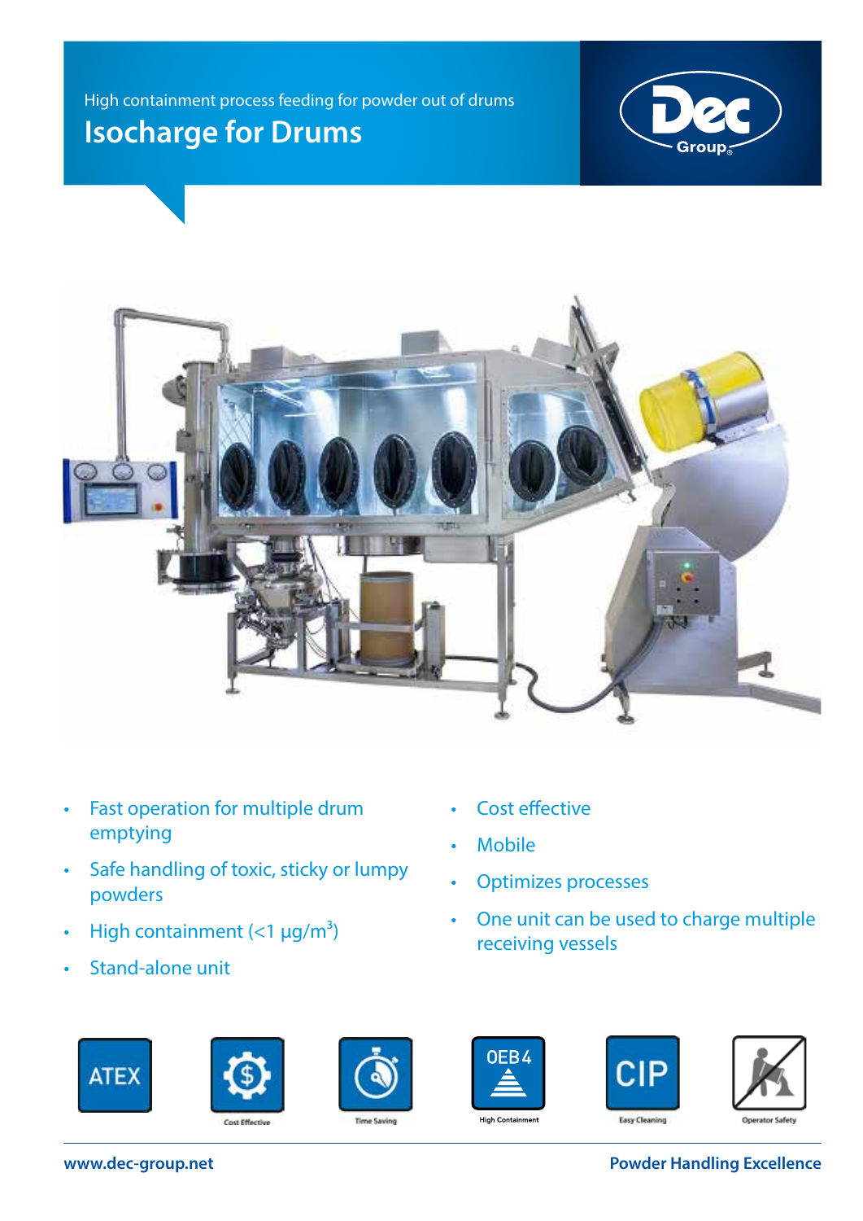High containment process feeding for powder out of drums

# Isocharge for Drums

- Fast operation for multiple drum emptying
- Safe handling of toxic, sticky or lumpy powders
- High containment (<1 µg/m$^3$)
- Stand-alone unit
- Cost effective
- Mobile
- Optimizes processes
- One unit can be used to charge multiple receiving vessels

ATEX | Cost Effective | Time Saving | OEB 4 High Containment | CIP Easy Cleaning | Operator Safety

www.dec-group.net

**Powder Handling Excellence**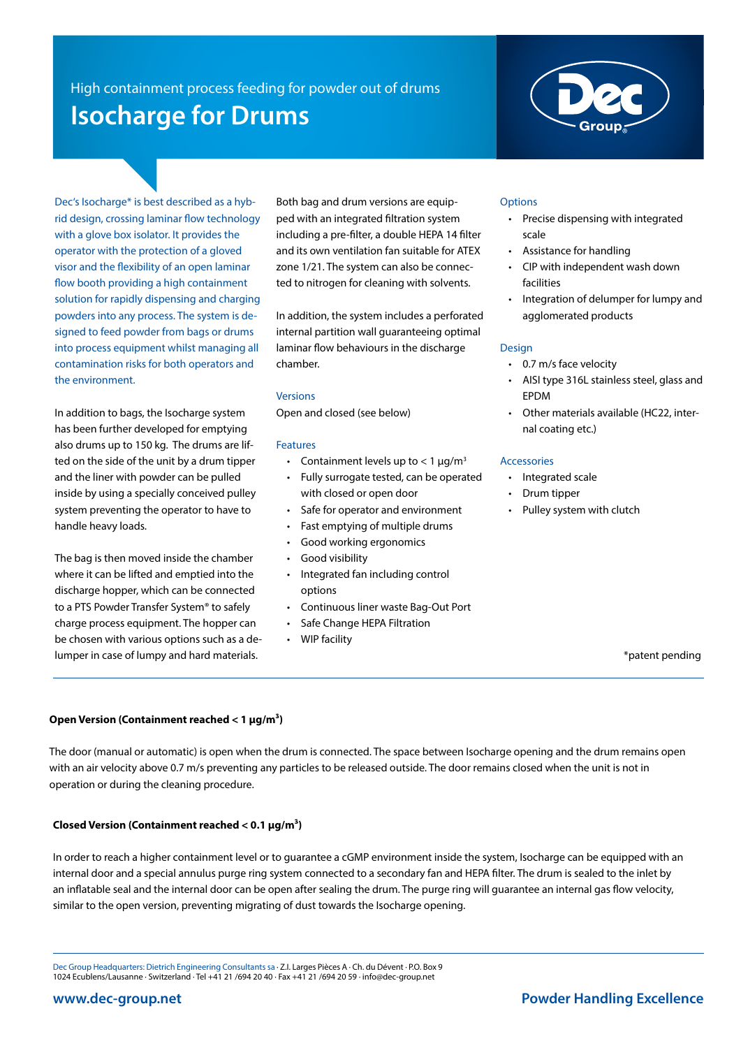High containment process feeding for powder out of drums

# Isocharge for Drums

Dec's Isocharge* is best described as a hybrid design, crossing laminar flow technology with a glove box isolator. It provides the operator with the protection of a gloved visor and the flexibility of an open laminar flow booth providing a high containment solution for rapidly dispensing and charging powders into any process. The system is designed to feed powder from bags or drums into process equipment whilst managing all contamination risks for both operators and the environment.

In addition to bags, the Isocharge system has been further developed for emptying also drums up to 150 kg. The drums are lifted on the side of the unit by a drum tipper and the liner with powder can be pulled inside by using a specially conceived pulley system preventing the operator to have to handle heavy loads.

The bag is then moved inside the chamber where it can be lifted and emptied into the discharge hopper, which can be connected to a PTS Powder Transfer System® to safely charge process equipment. The hopper can be chosen with various options such as a delumper in case of lumpy and hard materials.

Both bag and drum versions are equipped with an integrated filtration system including a pre-filter, a double HEPA 14 filter and its own ventilation fan suitable for ATEX zone 1/21. The system can also be connected to nitrogen for cleaning with solvents.

In addition, the system includes a perforated internal partition wall guaranteeing optimal laminar flow behaviours in the discharge chamber.

### Versions

Open and closed (see below)

### Features

- Containment levels up to < 1 µg/m³
- Fully surrogate tested, can be operated with closed or open door
- Safe for operator and environment
- Fast emptying of multiple drums
- Good working ergonomics
- Good visibility
- Integrated fan including control options
- Continuous liner waste Bag-Out Port
- Safe Change HEPA Filtration
- WIP facility

### Options

- Precise dispensing with integrated scale
- Assistance for handling
- CIP with independent wash down facilities
- Integration of delumper for lumpy and agglomerated products

### Design

- 0.7 m/s face velocity
- AISI type 316L stainless steel, glass and EPDM
- Other materials available (HC22, internal coating etc.)

### Accessories

- Integrated scale
- Drum tipper
- Pulley system with clutch

*patent pending

**Open Version (Containment reached < 1 µg/m³)**

The door (manual or automatic) is open when the drum is connected. The space between Isocharge opening and the drum remains open with an air velocity above 0.7 m/s preventing any particles to be released outside. The door remains closed when the unit is not in operation or during the cleaning procedure.

**Closed Version (Containment reached < 0.1 µg/m³)**

In order to reach a higher containment level or to guarantee a cGMP environment inside the system, Isocharge can be equipped with an internal door and a special annulus purge ring system connected to a secondary fan and HEPA filter. The drum is sealed to the inlet by an inflatable seal and the internal door can be open after sealing the drum. The purge ring will guarantee an internal gas flow velocity, similar to the open version, preventing migrating of dust towards the Isocharge opening.

Dec Group Headquarters: Dietrich Engineering Consultants sa · Z.I. Larges Pièces A · Ch. du Dévent · P.O. Box 9
1024 Ecublens/Lausanne · Switzerland · Tel +41 21 /694 20 40 · Fax +41 21 /694 20 59 · info@dec-group.net

www.dec-group.net

Powder Handling Excellence